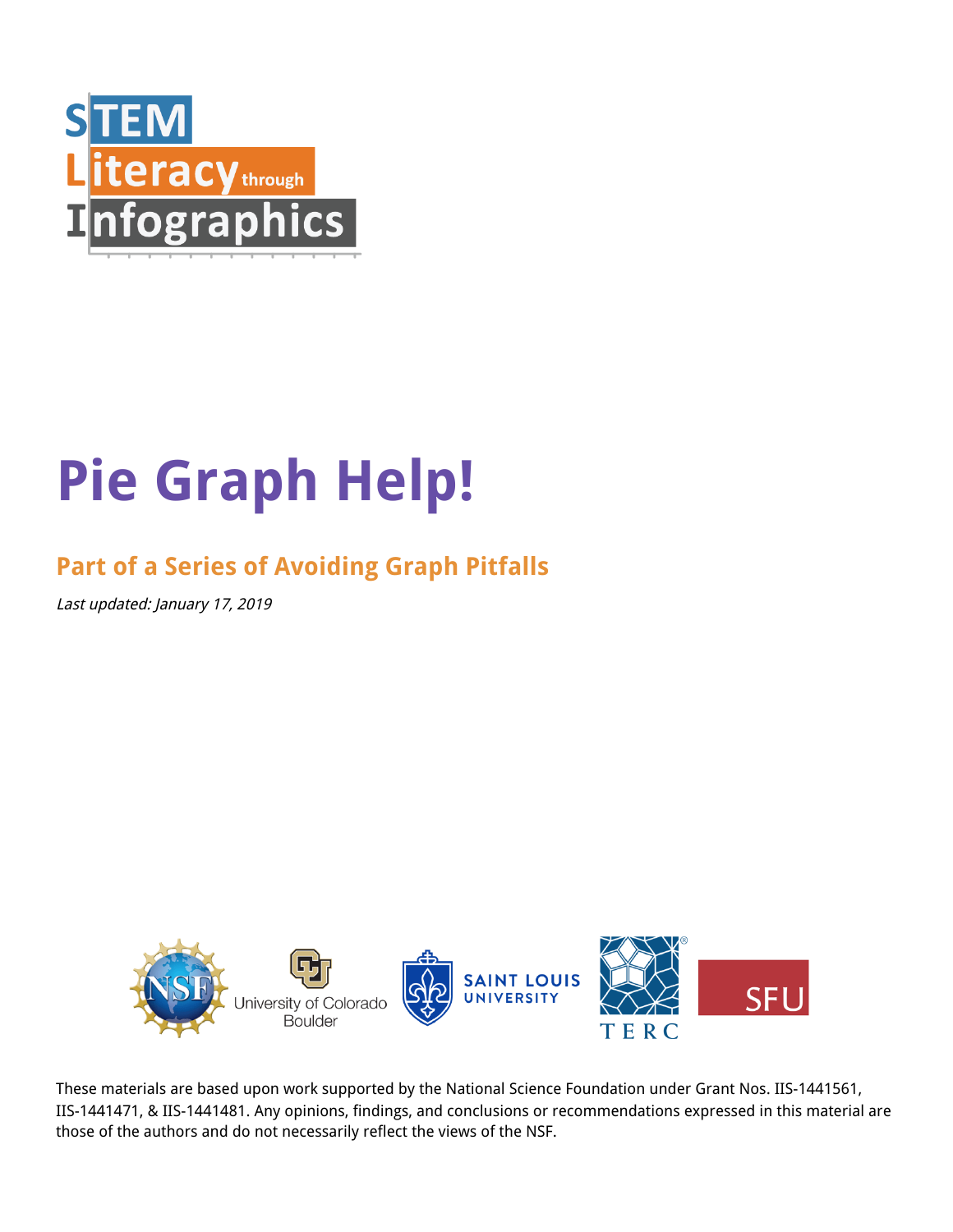STEM Literacy through Infographics

# Pie Graph Help!

## Part of a Series of Avoiding Graph Pitfalls

*Last updated: January 17, 2019*

These materials are based upon work supported by the National Science Foundation under Grant Nos. IIS-1441561, IIS-1441471, & IIS-1441481. Any opinions, findings, and conclusions or recommendations expressed in this material are those of the authors and do not necessarily reflect the views of the NSF.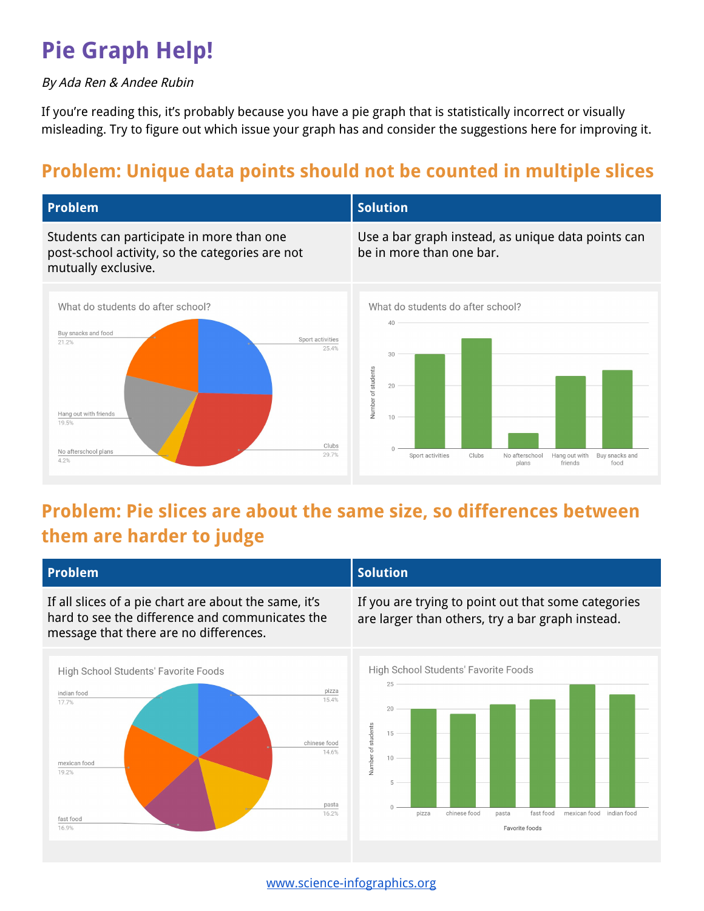# Pie Graph Help!

*By Ada Ren & Andee Rubin*

If you're reading this, it's probably because you have a pie graph that is statistically incorrect or visually misleading. Try to figure out which issue your graph has and consider the suggestions here for improving it.

## Problem: Unique data points should not be counted in multiple slices

| Problem | Solution |
|---|---|
| Students can participate in more than one post-school activity, so the categories are not mutually exclusive. | Use a bar graph instead, as unique data points can be in more than one bar. |

What do students do after school?

- Buy snacks and food 21.2%
- Sport activities 25.4%
- Hang out with friends 19.5%
- No afterschool plans 4.2%
- Clubs 29.7%

What do students do after school?

Number of students: Sport activities, Clubs, No afterschool plans, Hang out with friends, Buy snacks and food

## Problem: Pie slices are about the same size, so differences between them are harder to judge

| Problem | Solution |
|---|---|
| If all slices of a pie chart are about the same, it's hard to see the difference and communicates the message that there are no differences. | If you are trying to point out that some categories are larger than others, try a bar graph instead. |

High School Students' Favorite Foods

- indian food 17.7%
- pizza 15.4%
- chinese food 14.6%
- mexican food 19.2%
- pasta 16.2%
- fast food 16.9%

High School Students' Favorite Foods

Number of students: pizza, chinese food, pasta, fast food, mexican food, indian food

Favorite foods

www.science-infographics.org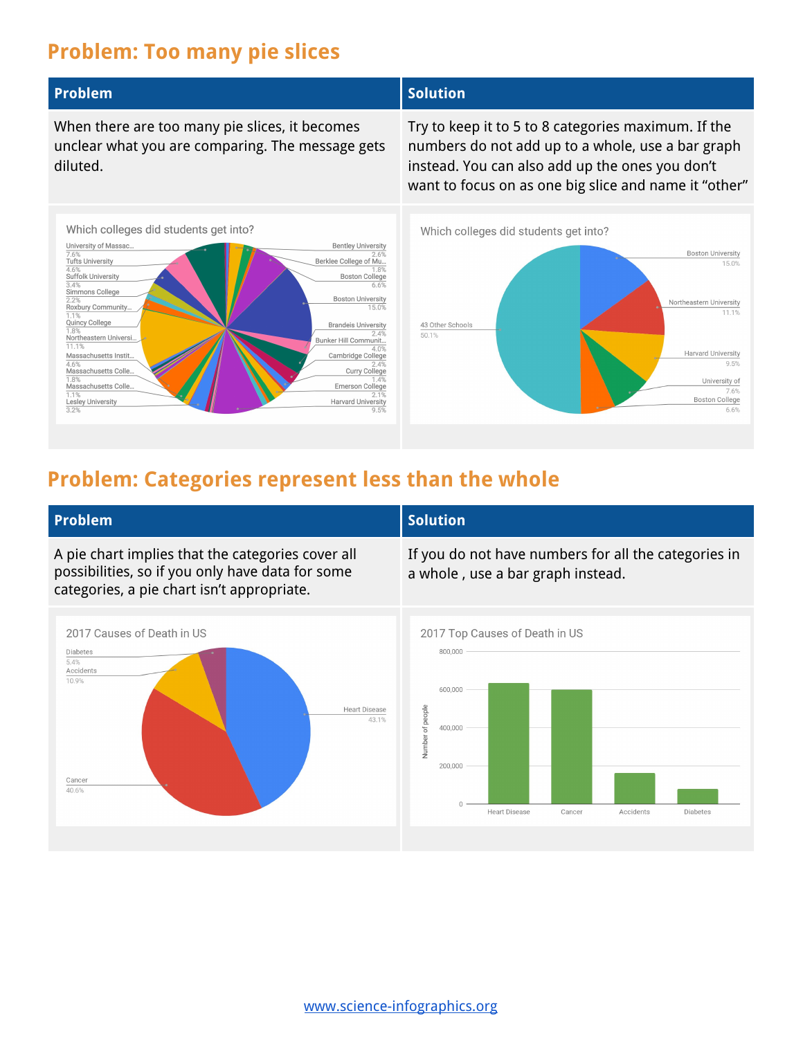## Problem: Too many pie slices

| Problem | Solution |
| --- | --- |
| When there are too many pie slices, it becomes unclear what you are comparing. The message gets diluted. | Try to keep it to 5 to 8 categories maximum. If the numbers do not add up to a whole, use a bar graph instead. You can also add up the ones you don't want to focus on as one big slice and name it "other" |

Which colleges did students get into?

University of Massac... 7.6%
Tufts University 4.6%
Suffolk University 3.4%
Simmons College 2.2%
Roxbury Community... 1.1%
Quincy College 1.8%
Northeastern Universi... 11.1%
Massachusetts Instit... 4.6%
Massachusetts Colle... 1.8%
Massachusetts Colle... 1.1%
Lesley University 3.2%
Bentley University 2.6%
Berklee College of Mu... 1.8%
Boston College 6.6%
Boston University 15.0%
Brandeis University 2.4%
Bunker Hill Communit... 4.0%
Cambridge College 2.4%
Curry College 1.4%
Emerson College 2.1%
Harvard University 9.5%

Which colleges did students get into?

Boston University 15.0%
Northeastern University 11.1%
Harvard University 9.5%
University of 7.6%
Boston College 6.6%
43 Other Schools 50.1%

## Problem: Categories represent less than the whole

| Problem | Solution |
| --- | --- |
| A pie chart implies that the categories cover all possibilities, so if you only have data for some categories, a pie chart isn't appropriate. | If you do not have numbers for all the categories in a whole , use a bar graph instead. |

2017 Causes of Death in US

Diabetes 5.4%
Accidents 10.9%
Heart Disease 43.1%
Cancer 40.6%

2017 Top Causes of Death in US

800,000
600,000
400,000
200,000
0
Number of people
Heart Disease
Cancer
Accidents
Diabetes

www.science-infographics.org